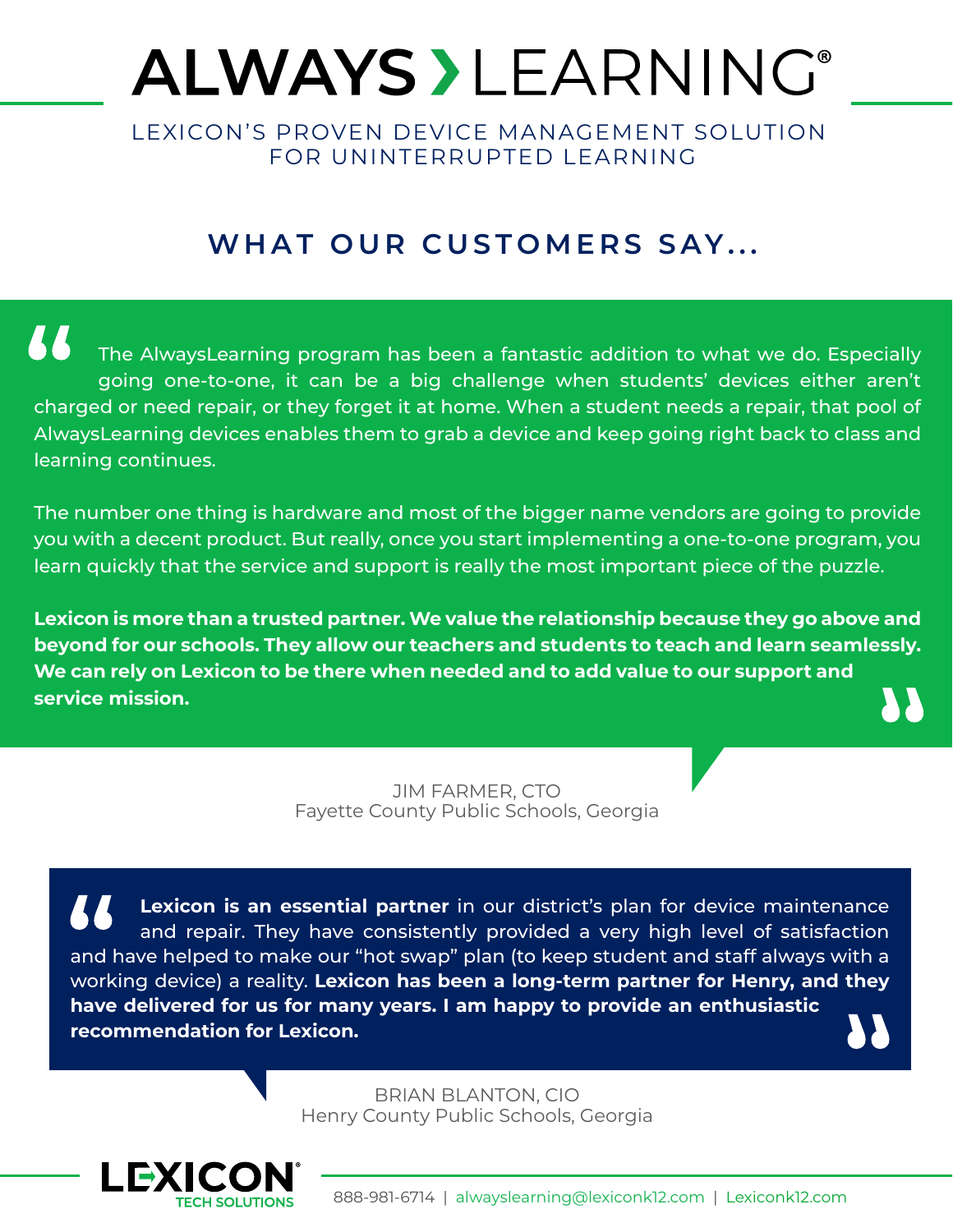# ALWAYS › LEARNING®

LEXICON'S PROVEN DEVICE MANAGEMENT SOLUTION FOR UNINTERRUPTED LEARNING

## WHAT OUR CUSTOMERS SAY...

"The AlwaysLearning program has been a fantastic addition to what we do. Especially going one-to-one, it can be a big challenge when students' devices either aren't charged or need repair, or they forget it at home. When a student needs a repair, that pool of AlwaysLearning devices enables them to grab a device and keep going right back to class and learning continues.

The number one thing is hardware and most of the bigger name vendors are going to provide you with a decent product. But really, once you start implementing a one-to-one program, you learn quickly that the service and support is really the most important piece of the puzzle.

**Lexicon is more than a trusted partner. We value the relationship because they go above and beyond for our schools. They allow our teachers and students to teach and learn seamlessly. We can rely on Lexicon to be there when needed and to add value to our support and service mission.**"

JIM FARMER, CTO
Fayette County Public Schools, Georgia

"**Lexicon is an essential partner** in our district's plan for device maintenance and repair. They have consistently provided a very high level of satisfaction and have helped to make our "hot swap" plan (to keep student and staff always with a working device) a reality. **Lexicon has been a long-term partner for Henry, and they have delivered for us for many years. I am happy to provide an enthusiastic recommendation for Lexicon.**"

BRIAN BLANTON, CIO
Henry County Public Schools, Georgia

LEXICON® TECH SOLUTIONS

888-981-6714 | alwayslearning@lexiconk12.com | Lexiconk12.com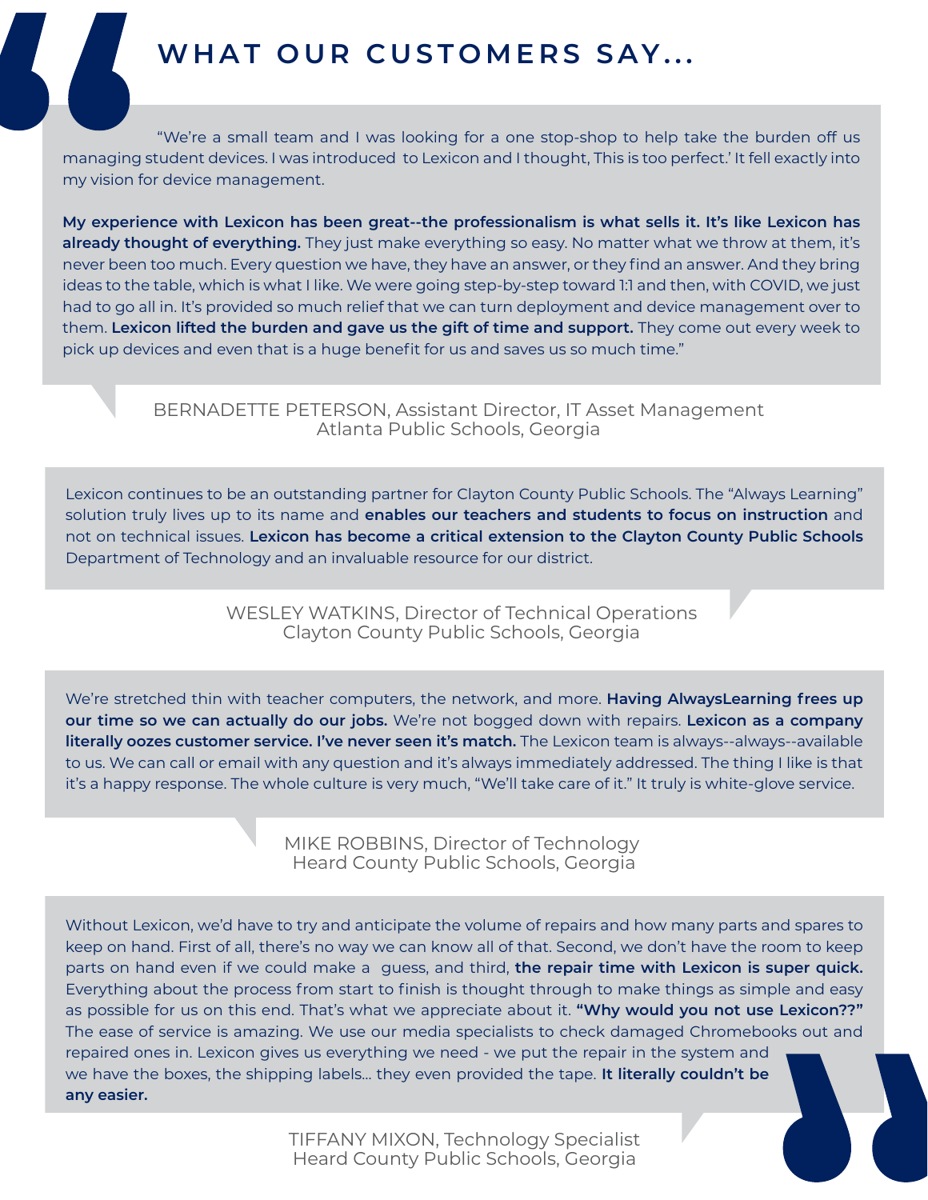## WHAT OUR CUSTOMERS SAY...

"We're a small team and I was looking for a one stop-shop to help take the burden off us managing student devices. I was introduced to Lexicon and I thought, This is too perfect.' It fell exactly into my vision for device management.

**My experience with Lexicon has been great--the professionalism is what sells it. It's like Lexicon has already thought of everything.** They just make everything so easy. No matter what we throw at them, it's never been too much. Every question we have, they have an answer, or they find an answer. And they bring ideas to the table, which is what I like. We were going step-by-step toward 1:1 and then, with COVID, we just had to go all in. It's provided so much relief that we can turn deployment and device management over to them. **Lexicon lifted the burden and gave us the gift of time and support.** They come out every week to pick up devices and even that is a huge benefit for us and saves us so much time."

BERNADETTE PETERSON, Assistant Director, IT Asset Management
Atlanta Public Schools, Georgia

Lexicon continues to be an outstanding partner for Clayton County Public Schools. The "Always Learning" solution truly lives up to its name and **enables our teachers and students to focus on instruction** and not on technical issues. **Lexicon has become a critical extension to the Clayton County Public Schools** Department of Technology and an invaluable resource for our district.

WESLEY WATKINS, Director of Technical Operations
Clayton County Public Schools, Georgia

We're stretched thin with teacher computers, the network, and more. **Having AlwaysLearning frees up our time so we can actually do our jobs.** We're not bogged down with repairs. **Lexicon as a company literally oozes customer service. I've never seen it's match.** The Lexicon team is always--always--available to us. We can call or email with any question and it's always immediately addressed. The thing I like is that it's a happy response. The whole culture is very much, "We'll take care of it." It truly is white-glove service.

MIKE ROBBINS, Director of Technology
Heard County Public Schools, Georgia

Without Lexicon, we'd have to try and anticipate the volume of repairs and how many parts and spares to keep on hand. First of all, there's no way we can know all of that. Second, we don't have the room to keep parts on hand even if we could make a guess, and third, **the repair time with Lexicon is super quick.** Everything about the process from start to finish is thought through to make things as simple and easy as possible for us on this end. That's what we appreciate about it. **"Why would you not use Lexicon??"** The ease of service is amazing. We use our media specialists to check damaged Chromebooks out and repaired ones in. Lexicon gives us everything we need - we put the repair in the system and we have the boxes, the shipping labels... they even provided the tape. **It literally couldn't be any easier.**

TIFFANY MIXON, Technology Specialist
Heard County Public Schools, Georgia